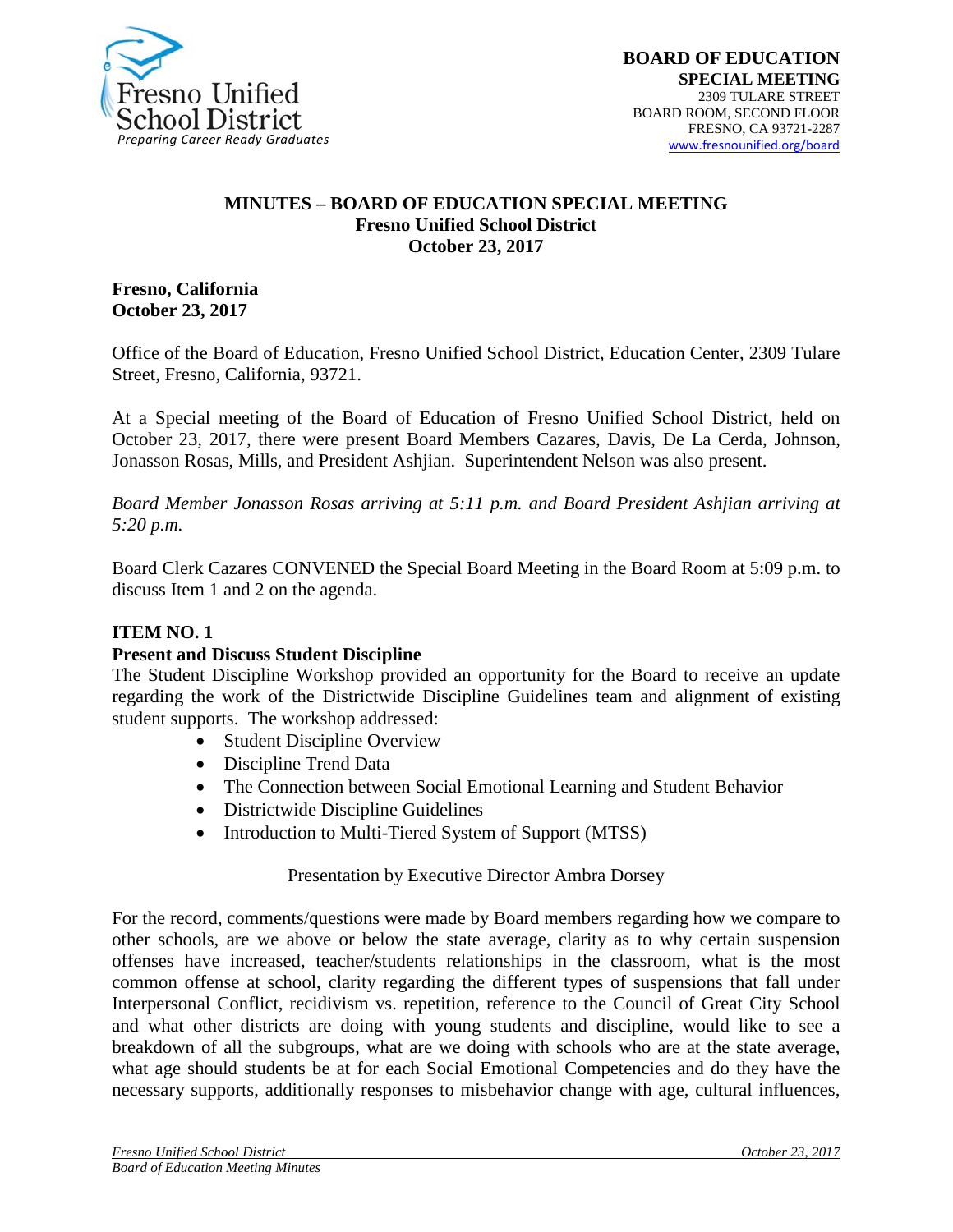**BOARD OF EDUCATION**
**SPECIAL MEETING**
2309 TULARE STREET
BOARD ROOM, SECOND FLOOR
FRESNO, CA 93721-2287
www.fresnounified.org/board

# MINUTES – BOARD OF EDUCATION SPECIAL MEETING
## Fresno Unified School District
## October 23, 2017

**Fresno, California**
**October 23, 2017**

Office of the Board of Education, Fresno Unified School District, Education Center, 2309 Tulare Street, Fresno, California, 93721.

At a Special meeting of the Board of Education of Fresno Unified School District, held on October 23, 2017, there were present Board Members Cazares, Davis, De La Cerda, Johnson, Jonasson Rosas, Mills, and President Ashjian. Superintendent Nelson was also present.

*Board Member Jonasson Rosas arriving at 5:11 p.m. and Board President Ashjian arriving at 5:20 p.m.*

Board Clerk Cazares CONVENED the Special Board Meeting in the Board Room at 5:09 p.m. to discuss Item 1 and 2 on the agenda.

**ITEM NO. 1**
**Present and Discuss Student Discipline**
The Student Discipline Workshop provided an opportunity for the Board to receive an update regarding the work of the Districtwide Discipline Guidelines team and alignment of existing student supports. The workshop addressed:

- Student Discipline Overview
- Discipline Trend Data
- The Connection between Social Emotional Learning and Student Behavior
- Districtwide Discipline Guidelines
- Introduction to Multi-Tiered System of Support (MTSS)

Presentation by Executive Director Ambra Dorsey

For the record, comments/questions were made by Board members regarding how we compare to other schools, are we above or below the state average, clarity as to why certain suspension offenses have increased, teacher/students relationships in the classroom, what is the most common offense at school, clarity regarding the different types of suspensions that fall under Interpersonal Conflict, recidivism vs. repetition, reference to the Council of Great City School and what other districts are doing with young students and discipline, would like to see a breakdown of all the subgroups, what are we doing with schools who are at the state average, what age should students be at for each Social Emotional Competencies and do they have the necessary supports, additionally responses to misbehavior change with age, cultural influences,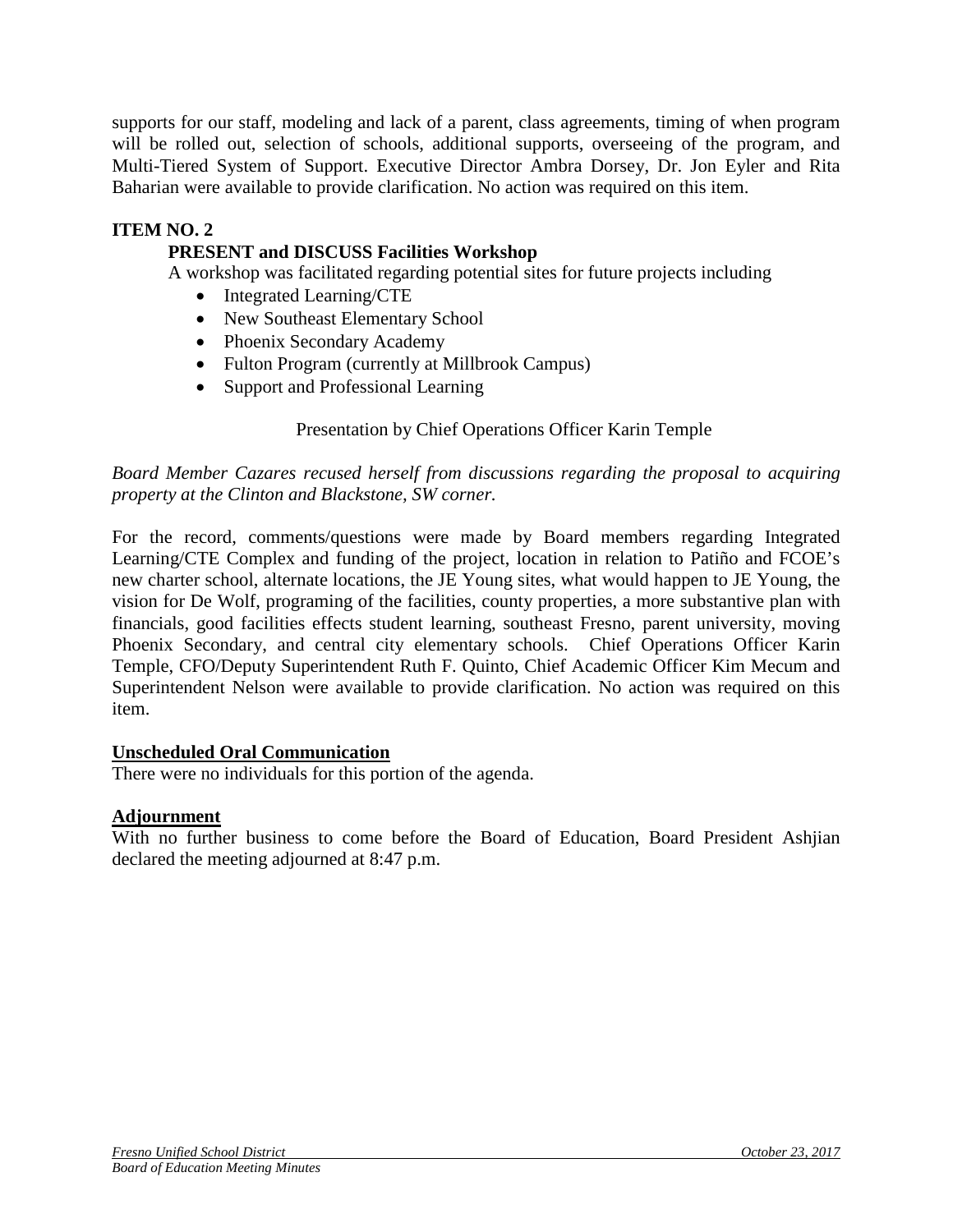supports for our staff, modeling and lack of a parent, class agreements, timing of when program will be rolled out, selection of schools, additional supports, overseeing of the program, and Multi-Tiered System of Support. Executive Director Ambra Dorsey, Dr. Jon Eyler and Rita Baharian were available to provide clarification. No action was required on this item.

**ITEM NO. 2**

**PRESENT and DISCUSS Facilities Workshop**

A workshop was facilitated regarding potential sites for future projects including

- Integrated Learning/CTE
- New Southeast Elementary School
- Phoenix Secondary Academy
- Fulton Program (currently at Millbrook Campus)
- Support and Professional Learning

Presentation by Chief Operations Officer Karin Temple

*Board Member Cazares recused herself from discussions regarding the proposal to acquiring property at the Clinton and Blackstone, SW corner.*

For the record, comments/questions were made by Board members regarding Integrated Learning/CTE Complex and funding of the project, location in relation to Patiño and FCOE's new charter school, alternate locations, the JE Young sites, what would happen to JE Young, the vision for De Wolf, programing of the facilities, county properties, a more substantive plan with financials, good facilities effects student learning, southeast Fresno, parent university, moving Phoenix Secondary, and central city elementary schools. Chief Operations Officer Karin Temple, CFO/Deputy Superintendent Ruth F. Quinto, Chief Academic Officer Kim Mecum and Superintendent Nelson were available to provide clarification. No action was required on this item.

**Unscheduled Oral Communication**

There were no individuals for this portion of the agenda.

**Adjournment**

With no further business to come before the Board of Education, Board President Ashjian declared the meeting adjourned at 8:47 p.m.